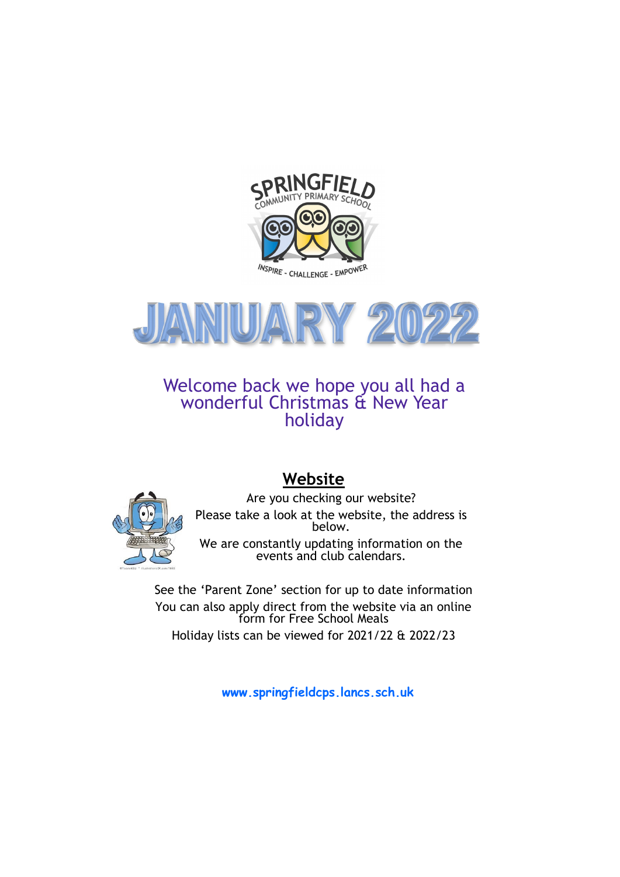# JANUARY 2022

Welcome back we hope you all had a wonderful Christmas & New Year holiday

## Website

Are you checking our website?

Please take a look at the website, the address is below.

We are constantly updating information on the events and club calendars.

See the 'Parent Zone' section for up to date information

You can also apply direct from the website via an online form for Free School Meals

Holiday lists can be viewed for 2021/22 & 2022/23

**www.springfieldcps.lancs.sch.uk**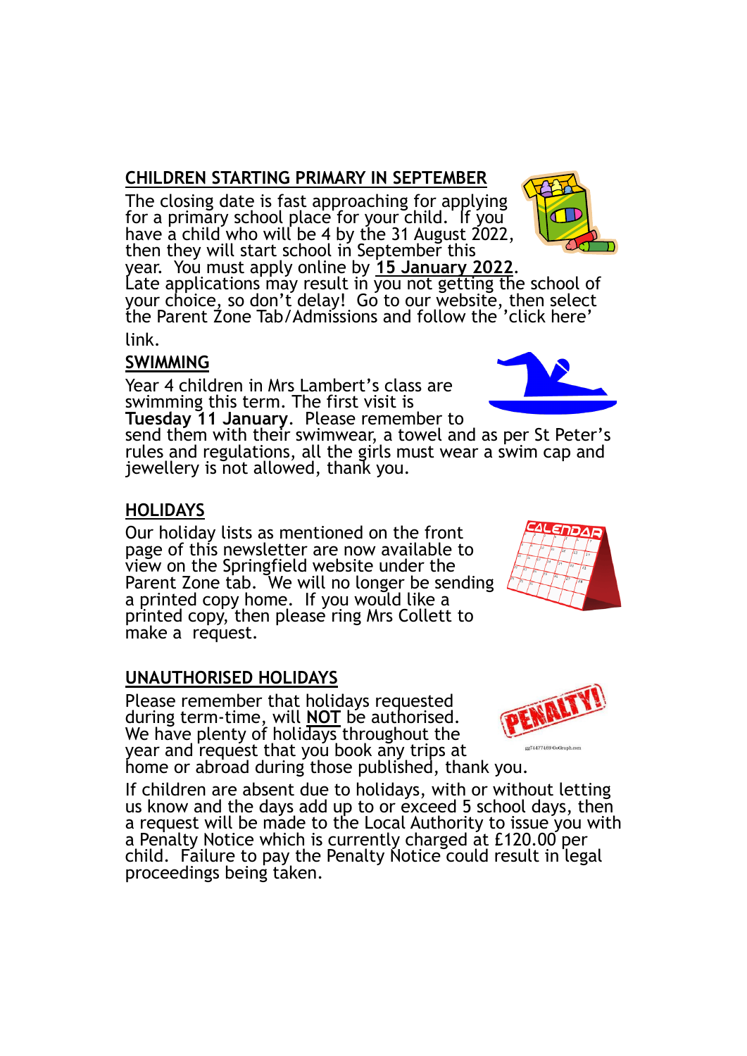## CHILDREN STARTING PRIMARY IN SEPTEMBER

The closing date is fast approaching for applying for a primary school place for your child. If you have a child who will be 4 by the 31 August 2022, then they will start school in September this year. You must apply online by **15 January 2022**. Late applications may result in you not getting the school of your choice, so don't delay! Go to our website, then select the Parent Zone Tab/Admissions and follow the 'click here' link.

## SWIMMING

Year 4 children in Mrs Lambert's class are swimming this term. The first visit is **Tuesday 11 January**. Please remember to send them with their swimwear, a towel and as per St Peter's rules and regulations, all the girls must wear a swim cap and jewellery is not allowed, thank you.

## HOLIDAYS

Our holiday lists as mentioned on the front page of this newsletter are now available to view on the Springfield website under the Parent Zone tab. We will no longer be sending a printed copy home. If you would like a printed copy, then please ring Mrs Collett to make a request.

## UNAUTHORISED HOLIDAYS

Please remember that holidays requested during term-time, will **NOT** be authorised. We have plenty of holidays throughout the year and request that you book any trips at home or abroad during those published, thank you.

If children are absent due to holidays, with or without letting us know and the days add up to or exceed 5 school days, then a request will be made to the Local Authority to issue you with a Penalty Notice which is currently charged at £120.00 per child. Failure to pay the Penalty Notice could result in legal proceedings being taken.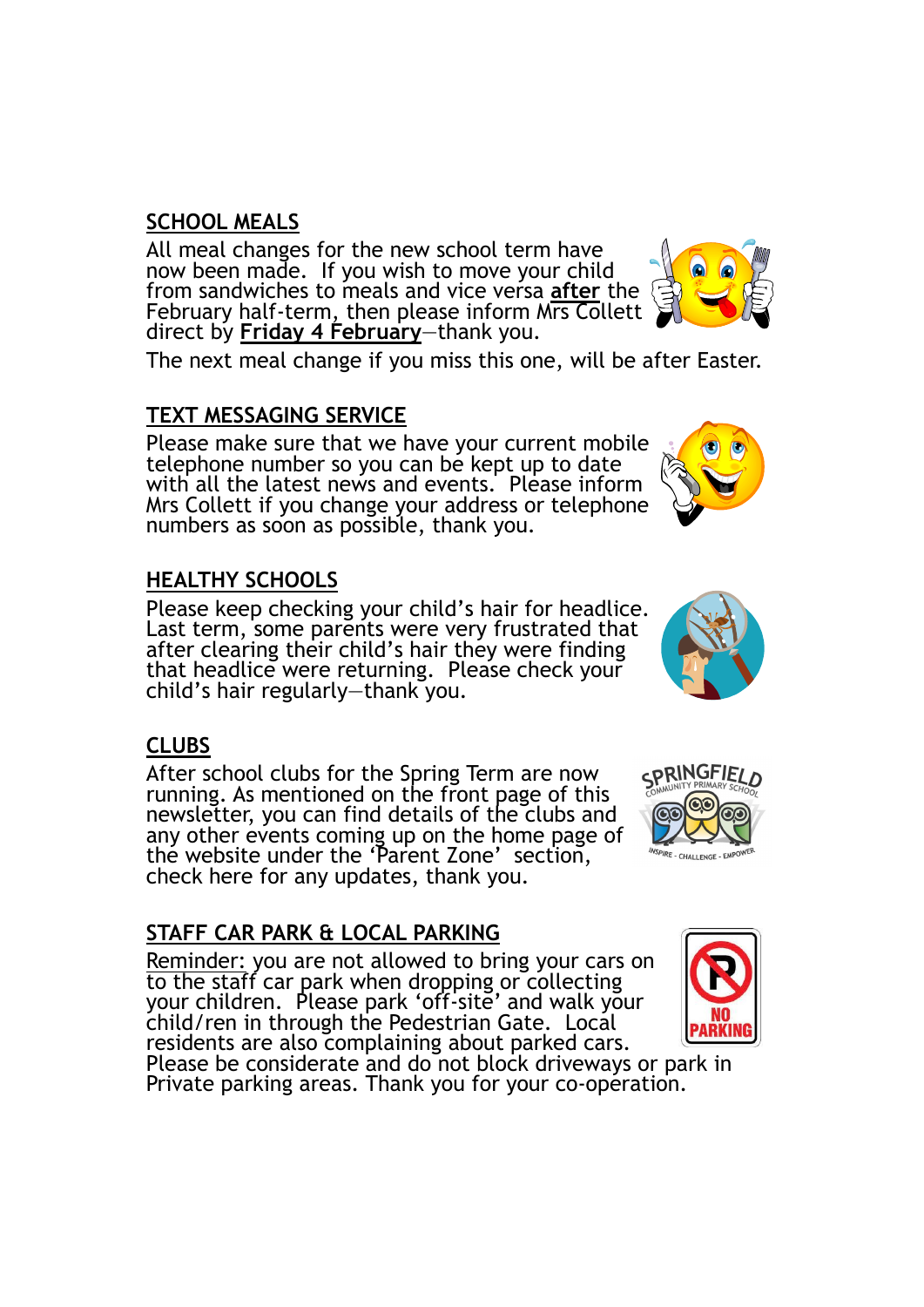## SCHOOL MEALS

All meal changes for the new school term have now been made. If you wish to move your child from sandwiches to meals and vice versa **after** the February half-term, then please inform Mrs Collett direct by **Friday 4 February**—thank you.

The next meal change if you miss this one, will be after Easter.

## TEXT MESSAGING SERVICE

Please make sure that we have your current mobile telephone number so you can be kept up to date with all the latest news and events. Please inform Mrs Collett if you change your address or telephone numbers as soon as possible, thank you.

## HEALTHY SCHOOLS

Please keep checking your child's hair for headlice. Last term, some parents were very frustrated that after clearing their child's hair they were finding that headlice were returning. Please check your child's hair regularly—thank you.

## CLUBS

After school clubs for the Spring Term are now running. As mentioned on the front page of this newsletter, you can find details of the clubs and any other events coming up on the home page of the website under the 'Parent Zone' section, check here for any updates, thank you.

## STAFF CAR PARK & LOCAL PARKING

Reminder: you are not allowed to bring your cars on to the staff car park when dropping or collecting your children. Please park 'off-site' and walk your child/ren in through the Pedestrian Gate. Local residents are also complaining about parked cars. Please be considerate and do not block driveways or park in Private parking areas. Thank you for your co-operation.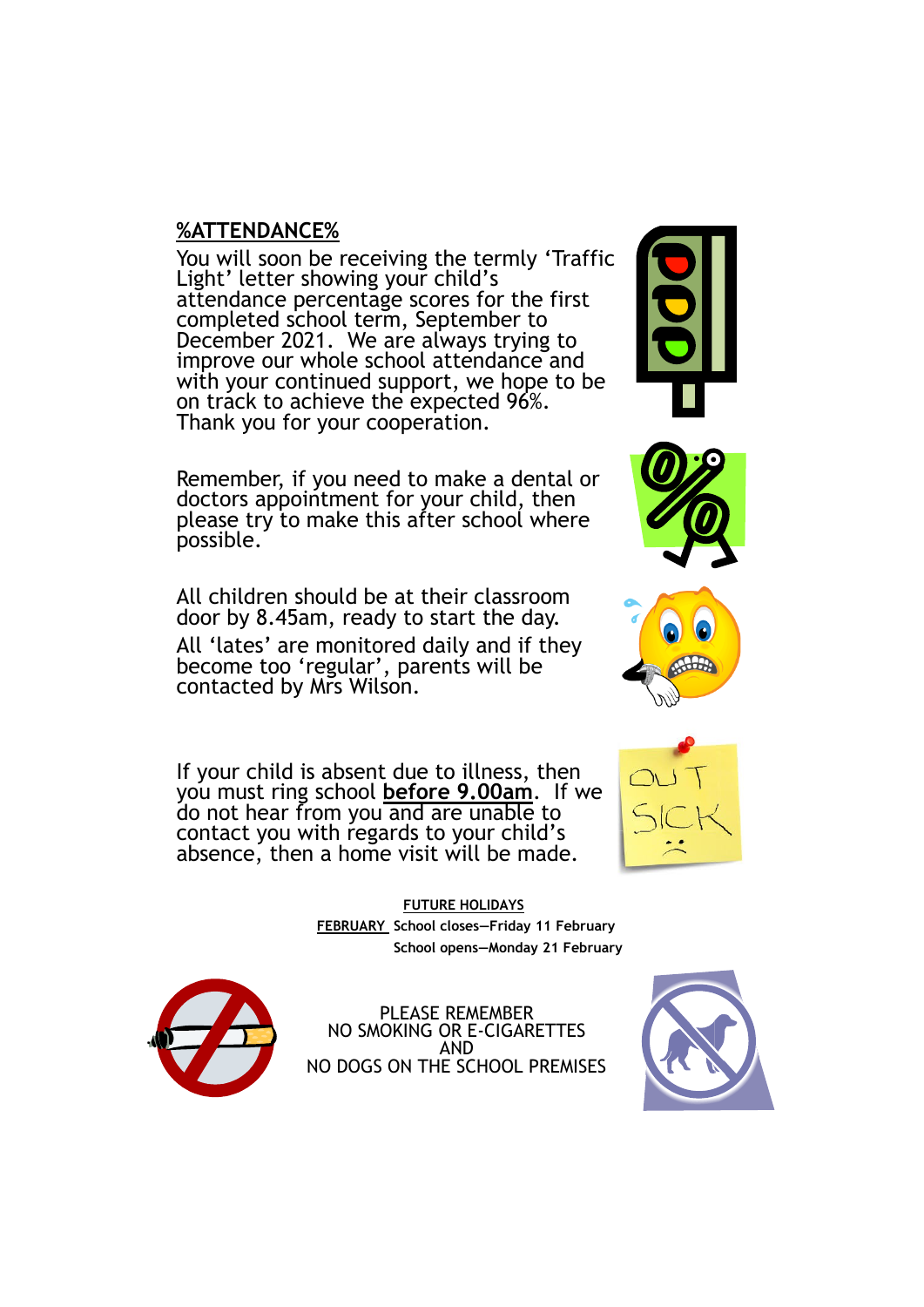## %ATTENDANCE%

You will soon be receiving the termly 'Traffic Light' letter showing your child's attendance percentage scores for the first completed school term, September to December 2021. We are always trying to improve our whole school attendance and with your continued support, we hope to be on track to achieve the expected 96%. Thank you for your cooperation.

Remember, if you need to make a dental or doctors appointment for your child, then please try to make this after school where possible.

All children should be at their classroom door by 8.45am, ready to start the day.

All 'lates' are monitored daily and if they become too 'regular', parents will be contacted by Mrs Wilson.

If your child is absent due to illness, then you must ring school **before 9.00am**. If we do not hear from you and are unable to contact you with regards to your child's absence, then a home visit will be made.

**FUTURE HOLIDAYS**

**FEBRUARY** School closes—Friday 11 February

School opens—Monday 21 February

PLEASE REMEMBER
NO SMOKING OR E-CIGARETTES
AND
NO DOGS ON THE SCHOOL PREMISES